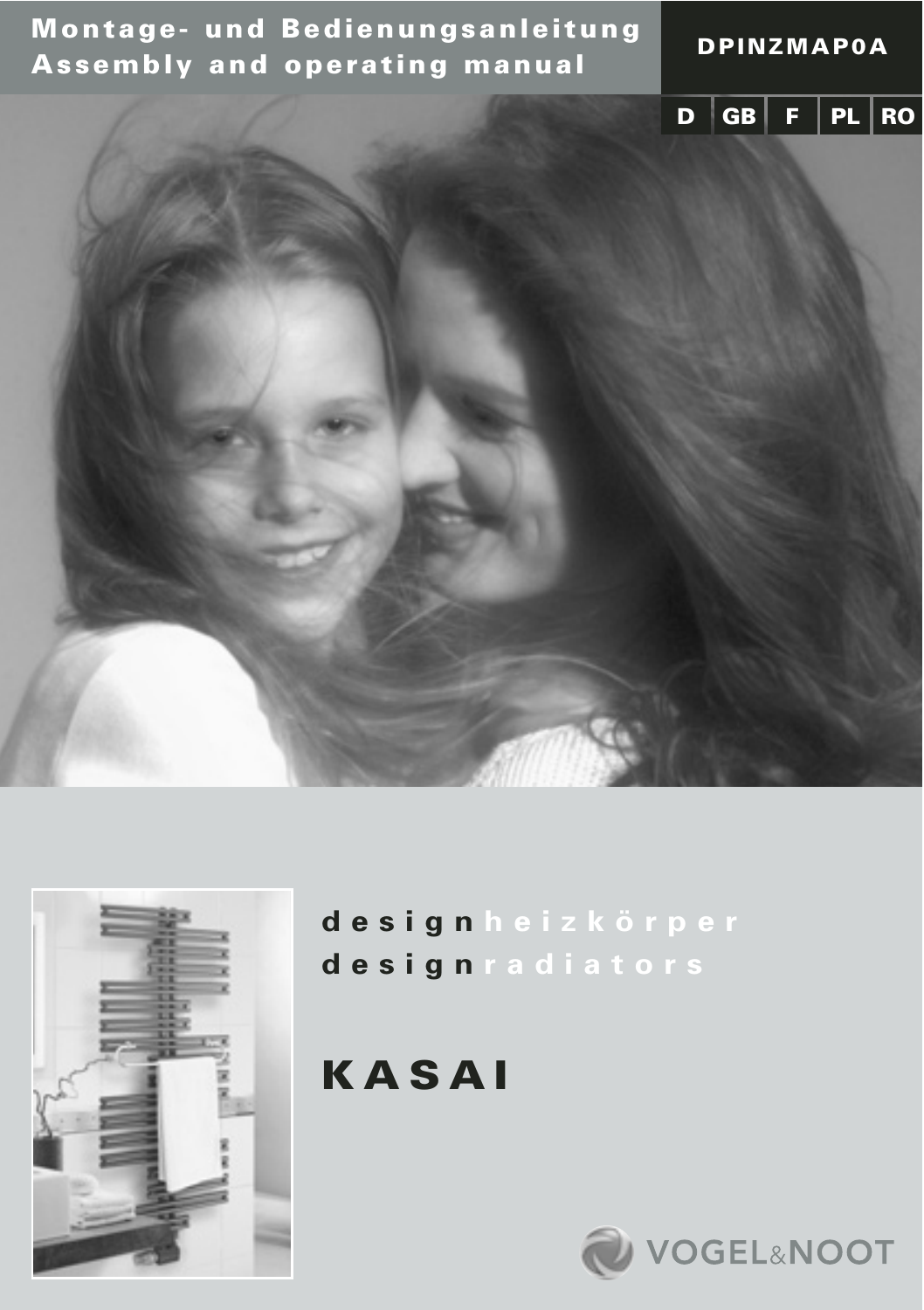# Montage- und Bedienungsanleitung
# Assembly and operating manual

**DPINZMAP0A**

D | GB | F | PL | RO

design heizkörper
design radiators

# KASAI

VOGEL&NOOT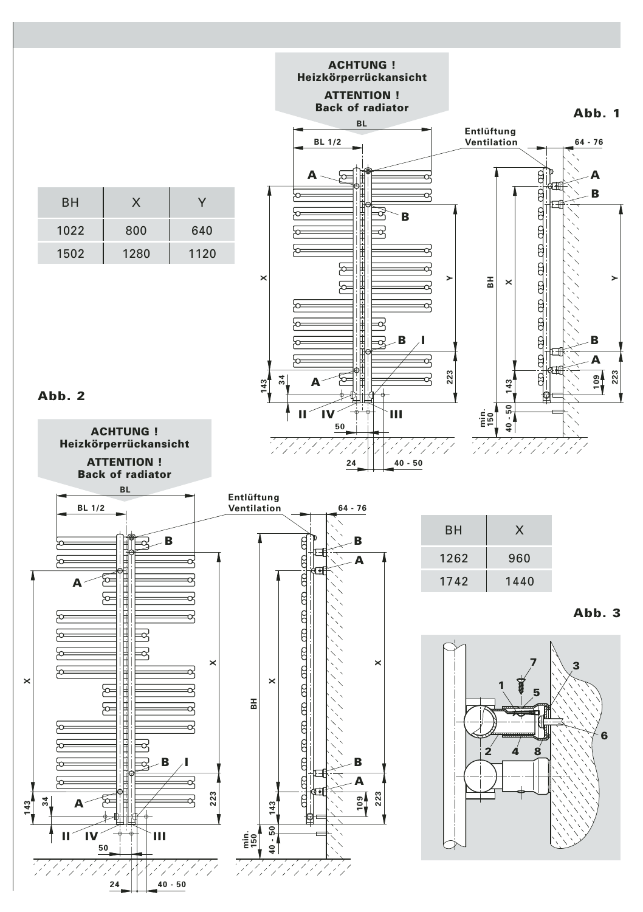**ACHTUNG !**
**Heizkörperrückansicht**

**ATTENTION !**
**Back of radiator**

**Abb. 1**

| BH | X | Y |
| --- | --- | --- |
| 1022 | 800 | 640 |
| 1502 | 1280 | 1120 |

**Abb. 2**

**ACHTUNG !**
**Heizkörperrückansicht**

**ATTENTION !**
**Back of radiator**

| BH | X |
| --- | --- |
| 1262 | 960 |
| 1742 | 1440 |

**Abb. 3**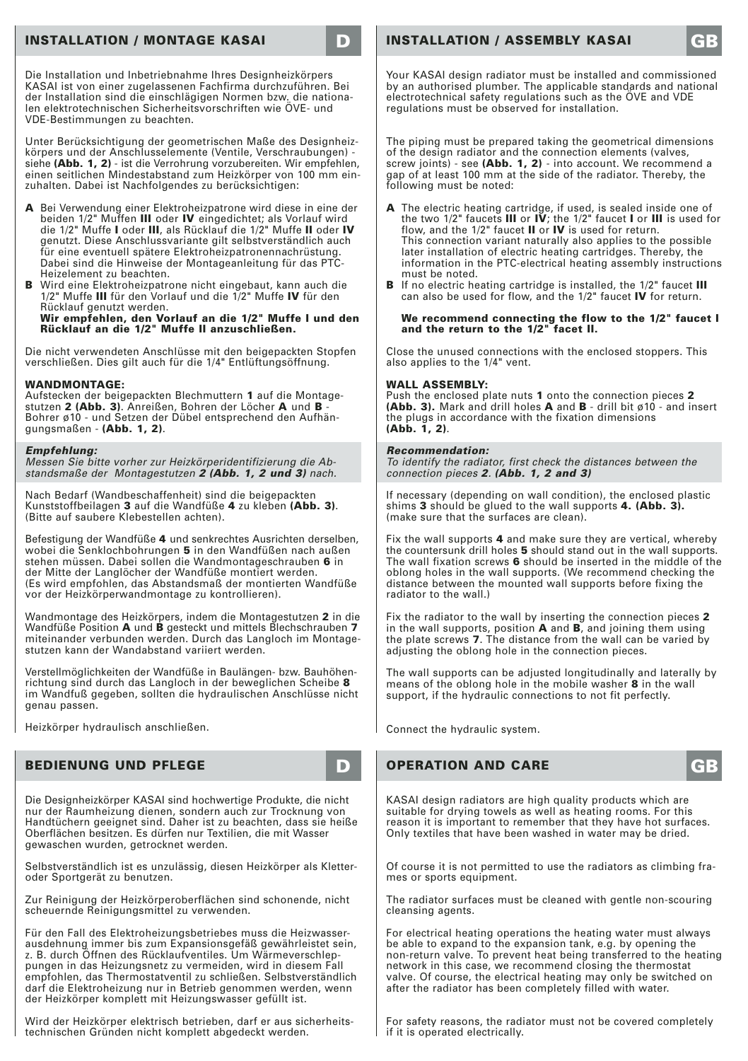## INSTALLATION / MONTAGE KASAI

**D**

Die Installation und Inbetriebnahme Ihres Designheizkörpers KASAI ist von einer zugelassenen Fachfirma durchzuführen. Bei der Installation sind die einschlägigen Normen bzw. die nationalen elektrotechnischen Sicherheitsvorschriften wie ÖVE- und VDE-Bestimmungen zu beachten.

Unter Berücksichtigung der geometrischen Maße des Designheizkörpers und der Anschlusselemente (Ventile, Verschraubungen) - siehe **(Abb. 1, 2)** - ist die Verrohrung vorzubereiten. Wir empfehlen, einen seitlichen Mindestabstand zum Heizkörper von 100 mm einzuhalten. Dabei ist Nachfolgendes zu berücksichtigen:

- **A** Bei Verwendung einer Elektroheizpatrone wird diese in eine der beiden 1/2" Muffen **III** oder **IV** eingedichtet; als Vorlauf wird die 1/2" Muffe **I** oder **III**, als Rücklauf die 1/2" Muffe **II** oder **IV** genutzt. Diese Anschlussvariante gilt selbstverständlich auch für eine eventuell spätere Elektroheizpatronennachrüstung. Dabei sind die Hinweise der Montageanleitung für das PTC-Heizelement zu beachten.
- **B** Wird eine Elektroheizpatrone nicht eingebaut, kann auch die 1/2" Muffe **III** für den Vorlauf und die 1/2" Muffe **IV** für den Rücklauf genutzt werden.
  **Wir empfehlen, den Vorlauf an die 1/2" Muffe I und den Rücklauf an die 1/2" Muffe II anzuschließen.**

Die nicht verwendeten Anschlüsse mit den beigepackten Stopfen verschließen. Dies gilt auch für die 1/4" Entlüftungsöffnung.

**WANDMONTAGE:**
Aufstecken der beigepackten Blechmuttern **1** auf die Montagestutzen **2 (Abb. 3)**. Anreißen, Bohren der Löcher **A** und **B** - Bohrer ø10 - und Setzen der Dübel entsprechend den Aufhängungsmaßen - **(Abb. 1, 2)**.

***Empfehlung:***
*Messen Sie bitte vorher zur Heizkörperidentifizierung die Abstandsmaße der Montagestutzen **2 (Abb. 1, 2 und 3)** nach.*

Nach Bedarf (Wandbeschaffenheit) sind die beigepackten Kunststoffbeilagen **3** auf die Wandfüße **4** zu kleben **(Abb. 3)**. (Bitte auf saubere Klebestellen achten).

Befestigung der Wandfüße **4** und senkrechtes Ausrichten derselben, wobei die Senklochbohrungen **5** in den Wandfüßen nach außen stehen müssen. Dabei sollen die Wandmontageschrauben **6** in der Mitte der Langlöcher der Wandfüße montiert werden. (Es wird empfohlen, das Abstandsmaß der montierten Wandfüße vor der Heizkörperwandmontage zu kontrollieren).

Wandmontage des Heizkörpers, indem die Montagestutzen **2** in die Wandfüße Position **A** und **B** gesteckt und mittels Blechschrauben **7** miteinander verbunden werden. Durch das Langloch im Montagestutzen kann der Wandabstand variiert werden.

Verstellmöglichkeiten der Wandfüße in Baulängen- bzw. Bauhöhenrichtung sind durch das Langloch in der beweglichen Scheibe **8** im Wandfuß gegeben, sollten die hydraulischen Anschlüsse nicht genau passen.

Heizkörper hydraulisch anschließen.

## INSTALLATION / ASSEMBLY KASAI

**GB**

Your KASAI design radiator must be installed and commissioned by an authorised plumber. The applicable standards and national electrotechnical safety regulations such as the ÖVE and VDE regulations must be observed for installation.

The piping must be prepared taking the geometrical dimensions of the design radiator and the connection elements (valves, screw joints) - see **(Abb. 1, 2)** - into account. We recommend a gap of at least 100 mm at the side of the radiator. Thereby, the following must be noted:

- **A** The electric heating cartridge, if used, is sealed inside one of the two 1/2" faucets **III** or **IV**; the 1/2" faucet **I** or **III** is used for flow, and the 1/2" faucet **II** or **IV** is used for return. This connection variant naturally also applies to the possible later installation of electric heating cartridges. Thereby, the information in the PTC-electrical heating assembly instructions must be noted.
- **B** If no electric heating cartridge is installed, the 1/2" faucet **III** can also be used for flow, and the 1/2" faucet **IV** for return.

  **We recommend connecting the flow to the 1/2" faucet I and the return to the 1/2" facet II.**

Close the unused connections with the enclosed stoppers. This also applies to the 1/4" vent.

**WALL ASSEMBLY:**
Push the enclosed plate nuts **1** onto the connection pieces **2 (Abb. 3).** Mark and drill holes **A** and **B** - drill bit ø10 - and insert the plugs in accordance with the fixation dimensions **(Abb. 1, 2)**.

***Recommendation:***
*To identify the radiator, first check the distances between the connection pieces **2**. **(Abb. 1, 2 and 3)***

If necessary (depending on wall condition), the enclosed plastic shims **3** should be glued to the wall supports **4. (Abb. 3).** (make sure that the surfaces are clean).

Fix the wall supports **4** and make sure they are vertical, whereby the countersunk drill holes **5** should stand out in the wall supports. The wall fixation screws **6** should be inserted in the middle of the oblong holes in the wall supports. (We recommend checking the distance between the mounted wall supports before fixing the radiator to the wall.)

Fix the radiator to the wall by inserting the connection pieces **2** in the wall supports, position **A** and **B**, and joining them using the plate screws **7**. The distance from the wall can be varied by adjusting the oblong hole in the connection pieces.

The wall supports can be adjusted longitudinally and laterally by means of the oblong hole in the mobile washer **8** in the wall support, if the hydraulic connections to not fit perfectly.

Connect the hydraulic system.

## BEDIENUNG UND PFLEGE

**D**

Die Designheizkörper KASAI sind hochwertige Produkte, die nicht nur der Raumheizung dienen, sondern auch zur Trocknung von Handtüchern geeignet sind. Daher ist zu beachten, dass sie heiße Oberflächen besitzen. Es dürfen nur Textilien, die mit Wasser gewaschen wurden, getrocknet werden.

Selbstverständlich ist es unzulässig, diesen Heizkörper als Kletter- oder Sportgerät zu benutzen.

Zur Reinigung der Heizkörperoberflächen sind schonende, nicht scheuernde Reinigungsmittel zu verwenden.

Für den Fall des Elektroheizungsbetriebes muss die Heizwasserausdehnung immer bis zum Expansionsgefäß gewährleistet sein, z. B. durch Öffnen des Rücklaufventiles. Um Wärmeverschleppungen in das Heizungsnetz zu vermeiden, wird in diesem Fall empfohlen, das Thermostatventil zu schließen. Selbstverständlich darf die Elektroheizung nur in Betrieb genommen werden, wenn der Heizkörper komplett mit Heizungswasser gefüllt ist.

Wird der Heizkörper elektrisch betrieben, darf er aus sicherheitstechnischen Gründen nicht komplett abgedeckt werden.

## OPERATION AND CARE

**GB**

KASAI design radiators are high quality products which are suitable for drying towels as well as heating rooms. For this reason it is important to remember that they have hot surfaces. Only textiles that have been washed in water may be dried.

Of course it is not permitted to use the radiators as climbing frames or sports equipment.

The radiator surfaces must be cleaned with gentle non-scouring cleansing agents.

For electrical heating operations the heating water must always be able to expand to the expansion tank, e.g. by opening the non-return valve. To prevent heat being transferred to the heating network in this case, we recommend closing the thermostat valve. Of course, the electrical heating may only be switched on after the radiator has been completely filled with water.

For safety reasons, the radiator must not be covered completely if it is operated electrically.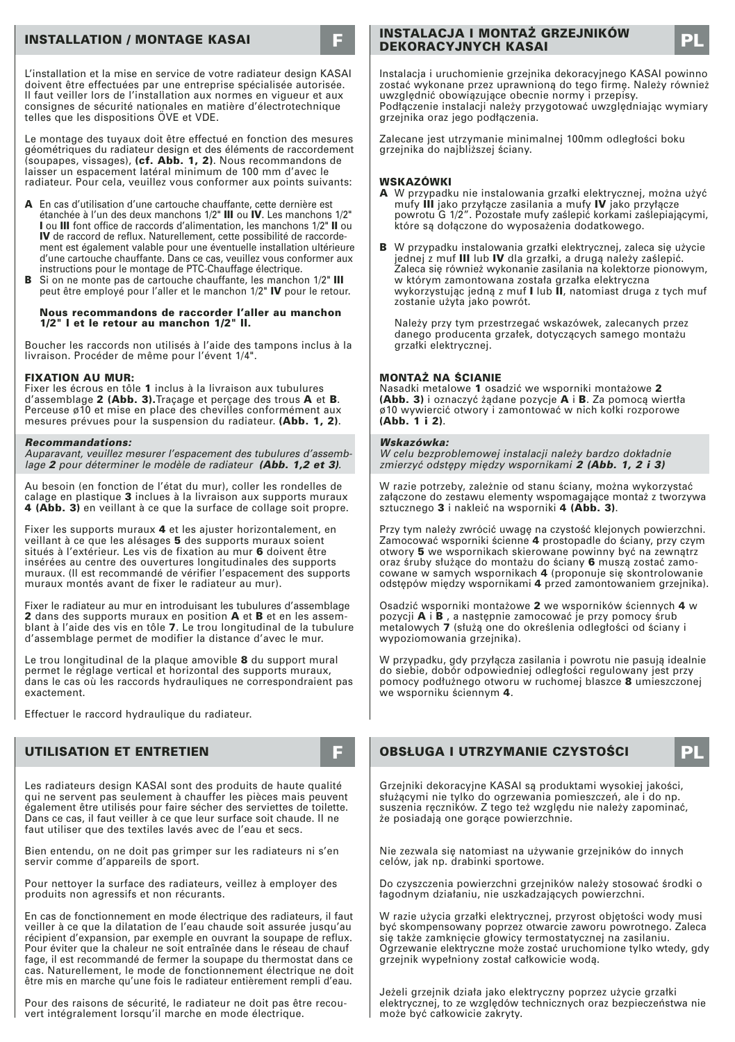## INSTALLATION / MONTAGE KASAI

F

L'installation et la mise en service de votre radiateur design KASAI doivent être effectuées par une entreprise spécialisée autorisée. Il faut veiller lors de l'installation aux normes en vigueur et aux consignes de sécurité nationales en matière d'électrotechnique telles que les dispositions ÖVE et VDE.

Le montage des tuyaux doit être effectué en fonction des mesures géométriques du radiateur design et des éléments de raccordement (soupapes, vissages), **(cf. Abb. 1, 2)**. Nous recommandons de laisser un espacement latéral minimum de 100 mm d'avec le radiateur. Pour cela, veuillez vous conformer aux points suivants:

**A** En cas d'utilisation d'une cartouche chauffante, cette dernière est étanchée à l'un des deux manchons 1/2" **III** ou **IV**. Les manchons 1/2" **I** ou **III** font office de raccords d'alimentation, les manchons 1/2" **II** ou **IV** de raccord de reflux. Naturellement, cette possibilité de raccordement est également valable pour une éventuelle installation ultérieure d'une cartouche chauffante. Dans ce cas, veuillez vous conformer aux instructions pour le montage de PTC-Chauffage électrique.

**B** Si on ne monte pas de cartouche chauffante, les manchon 1/2" **III** peut être employé pour l'aller et le manchon 1/2" **IV** pour le retour.

**Nous recommandons de raccorder l'aller au manchon 1/2" I et le retour au manchon 1/2" II.**

Boucher les raccords non utilisés à l'aide des tampons inclus à la livraison. Procéder de même pour l'évent 1/4".

**FIXATION AU MUR:**
Fixer les écrous en tôle **1** inclus à la livraison aux tubulures d'assemblage **2 (Abb. 3).** Traçage et perçage des trous **A** et **B**. Perceuse ø10 et mise en place des chevilles conformément aux mesures prévues pour la suspension du radiateur. **(Abb. 1, 2)**.

***Recommandations:***
*Auparavant, veuillez mesurer l'espacement des tubulures d'assemblage* ***2*** *pour déterminer le modèle de radiateur* ***(Abb. 1,2 et 3)****.*

Au besoin (en fonction de l'état du mur), coller les rondelles de calage en plastique **3** inclues à la livraison aux supports muraux **4 (Abb. 3)** en veillant à ce que la surface de collage soit propre.

Fixer les supports muraux **4** et les ajuster horizontalement, en veillant à ce que les alésages **5** des supports muraux soient situés à l'extérieur. Les vis de fixation au mur **6** doivent être insérées au centre des ouvertures longitudinales des supports muraux. (Il est recommandé de vérifier l'espacement des supports muraux montés avant de fixer le radiateur au mur).

Fixer le radiateur au mur en introduisant les tubulures d'assemblage **2** dans des supports muraux en position **A** et **B** et en les assemblant à l'aide des vis en tôle **7**. Le trou longitudinal de la tubulure d'assemblage permet de modifier la distance d'avec le mur.

Le trou longitudinal de la plaque amovible **8** du support mural permet le réglage vertical et horizontal des supports muraux, dans le cas où les raccords hydrauliques ne correspondraient pas exactement.

Effectuer le raccord hydraulique du radiateur.

## INSTALACJA I MONTAŻ GRZEJNIKÓW DEKORACYJNYCH KASAI

PL

Instalacja i uruchomienie grzejnika dekoracyjnego KASAI powinno zostać wykonane przez uprawnioną do tego firmę. Należy również uwzględnić obowiązujące obecnie normy i przepisy.
Podłączenie instalacji należy przygotować uwzględniając wymiary grzejnika oraz jego podłączenia.

Zalecane jest utrzymanie minimalnej 100mm odległości boku grzejnika do najbliższej ściany.

**WSKAZÓWKI**

**A** W przypadku nie instalowania grzałki elektrycznej, można użyć mufy **III** jako przyłącze zasilania a mufy **IV** jako przyłącze powrotu G 1/2". Pozostałe mufy zaślepić korkami zaślepiającymi, które są dołączone do wyposażenia dodatkowego.

**B** W przypadku instalowania grzałki elektrycznej, zaleca się użycie jednej z muf **III** lub **IV** dla grzałki, a drugą należy zaślepić. Zaleca się również wykonanie zasilania na kolektorze pionowym, w którym zamontowana została grzałka elektryczna wykorzystując jedną z muf **I** lub **II**, natomiast druga z tych muf zostanie użyta jako powrót.

Należy przy tym przestrzegać wskazówek, zalecanych przez danego producenta grzałek, dotyczących samego montażu grzałki elektrycznej.

**MONTAŻ NA ŚCIANIE**
Nasadki metalowe **1** osadzić we wsporniki montażowe **2 (Abb. 3)** i oznaczyć żądane pozycje **A** i **B**. Za pomocą wiertła ø10 wywiercić otwory i zamontować w nich kołki rozporowe **(Abb. 1 i 2)**.

***Wskazówka:***
*W celu bezproblemowej instalacji należy bardzo dokładnie zmierzyć odstępy między wspornikami* ***2 (Abb. 1, 2 i 3)***

W razie potrzeby, zależnie od stanu ściany, można wykorzystać załączone do zestawu elementy wspomagające montaż z tworzywa sztucznego **3** i nakleić na wsporniki **4 (Abb. 3)**.

Przy tym należy zwrócić uwagę na czystość klejonych powierzchni. Zamocować wsporniki ścienne **4** prostopadle do ściany, przy czym otwory **5** we wspornikach skierowane powinny być na zewnątrz oraz śruby służące do montażu do ściany **6** muszą zostać zamocowane w samych wspornikach **4** (proponuje się skontrolowanie odstępów między wspornikami **4** przed zamontowaniem grzejnika).

Osadzić wsporniki montażowe **2** we wsporników ściennych **4** w pozycji **A** i **B** , a następnie zamocować je przy pomocy śrub metalowych **7** (służą one do określenia odległości od ściany i wypoziomowania grzejnika).

W przypadku, gdy przyłącza zasilania i powrotu nie pasują idealnie do siebie, dobór odpowiedniej odległości regulowany jest przy pomocy podłużnego otworu w ruchomej blaszce **8** umieszczonej we wsporniku ściennym **4**.

## UTILISATION ET ENTRETIEN

F

Les radiateurs design KASAI sont des produits de haute qualité qui ne servent pas seulement à chauffer les pièces mais peuvent également être utilisés pour faire sécher des serviettes de toilette. Dans ce cas, il faut veiller à ce que leur surface soit chaude. Il ne faut utiliser que des textiles lavés avec de l'eau et secs.

Bien entendu, on ne doit pas grimper sur les radiateurs ni s'en servir comme d'appareils de sport.

Pour nettoyer la surface des radiateurs, veillez à employer des produits non agressifs et non récurants.

En cas de fonctionnement en mode électrique des radiateurs, il faut veiller à ce que la dilatation de l'eau chaude soit assurée jusqu'au récipient d'expansion, par exemple en ouvrant la soupape de reflux. Pour éviter que la chaleur ne soit entraînée dans le réseau de chauffage, il est recommandé de fermer la soupape du thermostat dans ce cas. Naturellement, le mode de fonctionnement électrique ne doit être mis en marche qu'une fois le radiateur entièrement rempli d'eau.

Pour des raisons de sécurité, le radiateur ne doit pas être recouvert intégralement lorsqu'il marche en mode électrique.

## OBSŁUGA I UTRZYMANIE CZYSTOŚCI

PL

Grzejniki dekoracyjne KASAI są produktami wysokiej jakości, służącymi nie tylko do ogrzewania pomieszczeń, ale i do np. suszenia ręczników. Z tego też względu nie należy zapominać, że posiadają one gorące powierzchnie.

Nie zezwala się natomiast na używanie grzejników do innych celów, jak np. drabinki sportowe.

Do czyszczenia powierzchni grzejników należy stosować środki o łagodnym działaniu, nie uszkadzających powierzchni.

W razie użycia grzałki elektrycznej, przyrost objętości wody musi być skompensowany poprzez otwarcie zaworu powrotnego. Zaleca się także zamknięcie głowicy termostatycznej na zasilaniu. Ogrzewanie elektryczne może zostać uruchomione tylko wtedy, gdy grzejnik wypełniony został całkowicie wodą.

Jeżeli grzejnik działa jako elektryczny poprzez użycie grzałki elektrycznej, to ze względów technicznych oraz bezpieczeństwa nie może być całkowicie zakryty.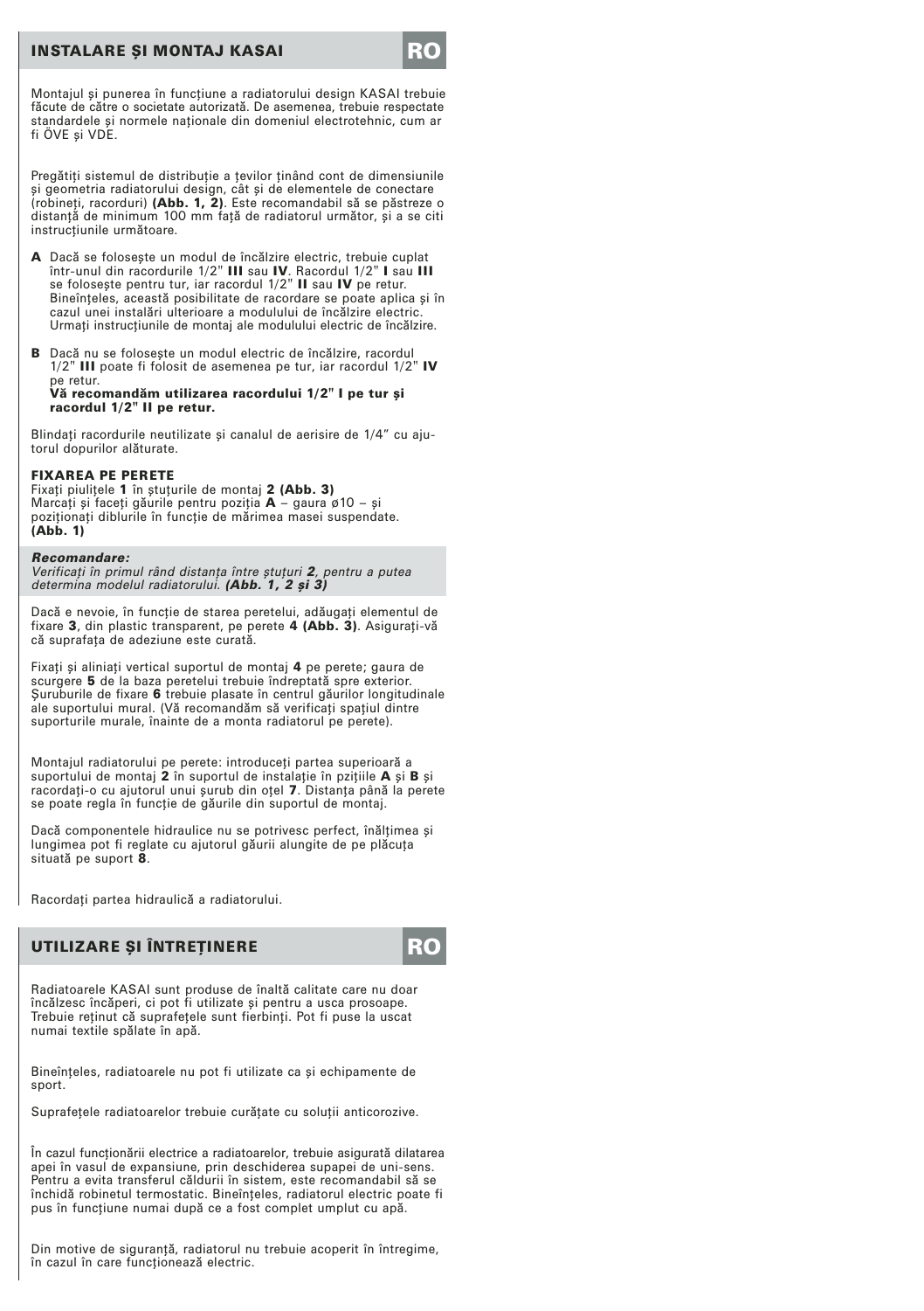## INSTALARE ŞI MONTAJ KASAI

**RO**

Montajul şi punerea în funcţiune a radiatorului design KASAI trebuie făcute de către o societate autorizată. De asemenea, trebuie respectate standardele şi normele naţionale din domeniul electrotehnic, cum ar fi ÖVE şi VDE.

Pregătiţi sistemul de distribuţie a ţevilor ţinând cont de dimensiunile şi geometria radiatorului design, cât şi de elementele de conectare (robineţi, racorduri) **(Abb. 1, 2)**. Este recomandabil să se păstreze o distanţă de minimum 100 mm faţă de radiatorul următor, şi a se citi instrucţiunile următoare.

**A** Dacă se foloseşte un modul de încălzire electric, trebuie cuplat într-unul din racordurile 1/2" **III** sau **IV**. Racordul 1/2" **I** sau **III** se foloseşte pentru tur, iar racordul 1/2" **II** sau **IV** pe retur. Bineînţeles, această posibilitate de racordare se poate aplica şi în cazul unei instalări ulterioare a modulului de încălzire electric. Urmaţi instrucţiunile de montaj ale modulului electric de încălzire.

**B** Dacă nu se foloseşte un modul electric de încălzire, racordul 1/2" **III** poate fi folosit de asemenea pe tur, iar racordul 1/2" **IV** pe retur.
**Vă recomandăm utilizarea racordului 1/2" I pe tur şi racordul 1/2" II pe retur.**

Blindaţi racordurile neutilizate şi canalul de aerisire de 1/4" cu ajutorul dopurilor alăturate.

**FIXAREA PE PERETE**
Fixaţi piuliţele **1** în ştuţurile de montaj **2 (Abb. 3)**
Marcaţi şi faceţi găurile pentru poziţia **A** – gaura ø10 – şi poziţionaţi diblurile în funcţie de mărimea masei suspendate. **(Abb. 1)**

***Recomandare:***
*Verificaţi în primul rând distanţa între ştuţuri **2**, pentru a putea determina modelul radiatorului. **(Abb. 1, 2 şi 3)***

Dacă e nevoie, în funcţie de starea peretelui, adăugaţi elementul de fixare **3**, din plastic transparent, pe perete **4 (Abb. 3)**. Asiguraţi-vă că suprafaţa de adeziune este curată.

Fixaţi şi aliniaţi vertical suportul de montaj **4** pe perete; gaura de scurgere **5** de la baza peretelui trebuie îndreptată spre exterior. Şuruburile de fixare **6** trebuie plasate în centrul găurilor longitudinale ale suportului mural. (Vă recomandăm să verificaţi spaţiul dintre suporturile murale, înainte de a monta radiatorul pe perete).

Montajul radiatorului pe perete: introduceţi partea superioară a suportului de montaj **2** în suportul de instalaţie în pziţiile **A** şi **B** şi racordaţi-o cu ajutorul unui şurub din oţel **7**. Distanţa până la perete se poate regla în funcţie de găurile din suportul de montaj.

Dacă componentele hidraulice nu se potrivesc perfect, înălţimea şi lungimea pot fi reglate cu ajutorul găurii alungite de pe plăcuţa situată pe suport **8**.

Racordaţi partea hidraulică a radiatorului.

## UTILIZARE ŞI ÎNTREŢINERE

**RO**

Radiatoarele KASAI sunt produse de înaltă calitate care nu doar încălzesc încăperi, ci pot fi utilizate şi pentru a usca prosoape. Trebuie reţinut că suprafeţele sunt fierbinţi. Pot fi puse la uscat numai textile spălate în apă.

Bineînţeles, radiatoarele nu pot fi utilizate ca şi echipamente de sport.

Suprafeţele radiatoarelor trebuie curăţate cu soluţii anticorozive.

În cazul funcţionării electrice a radiatoarelor, trebuie asigurată dilatarea apei în vasul de expansiune, prin deschiderea supapei de uni-sens. Pentru a evita transferul căldurii în sistem, este recomandabil să se închidă robinetul termostatic. Bineînţeles, radiatorul electric poate fi pus în funcţiune numai după ce a fost complet umplut cu apă.

Din motive de siguranţă, radiatorul nu trebuie acoperit în întregime, în cazul în care funcţionează electric.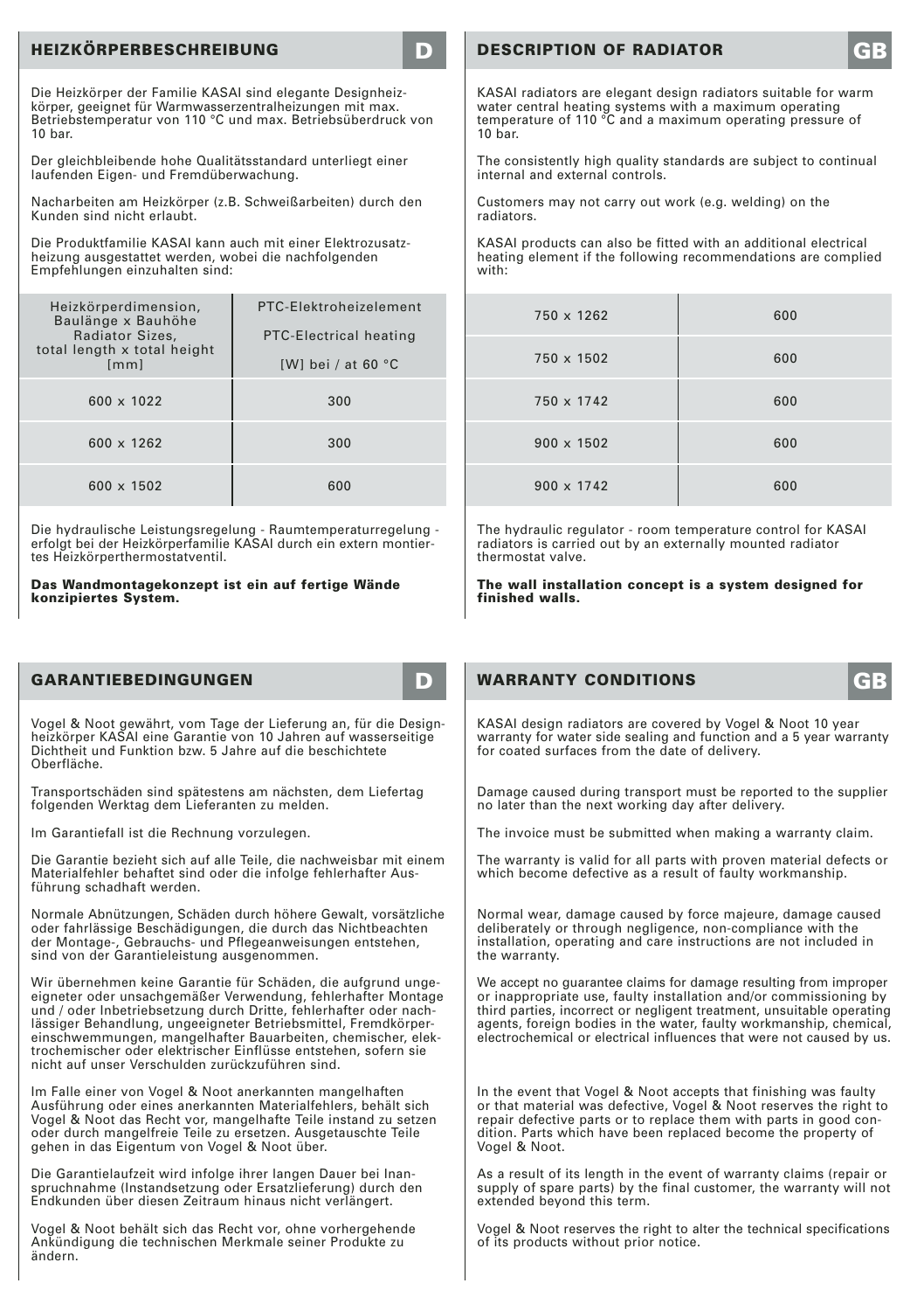## HEIZKÖRPERBESCHREIBUNG D

Die Heizkörper der Familie KASAI sind elegante Designheizkörper, geeignet für Warmwasserzentralheizungen mit max. Betriebstemperatur von 110 °C und max. Betriebsüberdruck von 10 bar.

Der gleichbleibende hohe Qualitätsstandard unterliegt einer laufenden Eigen- und Fremdüberwachung.

Nacharbeiten am Heizkörper (z.B. Schweißarbeiten) durch den Kunden sind nicht erlaubt.

Die Produktfamilie KASAI kann auch mit einer Elektrozusatzheizung ausgestattet werden, wobei die nachfolgenden Empfehlungen einzuhalten sind:

| Heizkörperdimension, Baulänge x Bauhöhe<br>Radiator Sizes, total length x total height [mm] | PTC-Elektroheizelement<br>PTC-Electrical heating<br>[W] bei / at 60 °C |
|---|---|
| 600 x 1022 | 300 |
| 600 x 1262 | 300 |
| 600 x 1502 | 600 |
| 750 x 1262 | 600 |
| 750 x 1502 | 600 |
| 750 x 1742 | 600 |
| 900 x 1502 | 600 |
| 900 x 1742 | 600 |

Die hydraulische Leistungsregelung - Raumtemperaturregelung - erfolgt bei der Heizkörperfamilie KASAI durch ein extern montiertes Heizkörperthermostatventil.

**Das Wandmontagekonzept ist ein auf fertige Wände konzipiertes System.**

## DESCRIPTION OF RADIATOR GB

KASAI radiators are elegant design radiators suitable for warm water central heating systems with a maximum operating temperature of 110 °C and a maximum operating pressure of 10 bar.

The consistently high quality standards are subject to continual internal and external controls.

Customers may not carry out work (e.g. welding) on the radiators.

KASAI products can also be fitted with an additional electrical heating element if the following recommendations are complied with:

The hydraulic regulator - room temperature control for KASAI radiators is carried out by an externally mounted radiator thermostat valve.

**The wall installation concept is a system designed for finished walls.**

## GARANTIEBEDINGUNGEN D

Vogel & Noot gewährt, vom Tage der Lieferung an, für die Designheizkörper KASAI eine Garantie von 10 Jahren auf wasserseitige Dichtheit und Funktion bzw. 5 Jahre auf die beschichtete Oberfläche.

Transportschäden sind spätestens am nächsten, dem Liefertag folgenden Werktag dem Lieferanten zu melden.

Im Garantiefall ist die Rechnung vorzulegen.

Die Garantie bezieht sich auf alle Teile, die nachweisbar mit einem Materialfehler behaftet sind oder die infolge fehlerhafter Ausführung schadhaft werden.

Normale Abnützungen, Schäden durch höhere Gewalt, vorsätzliche oder fahrlässige Beschädigungen, die durch das Nichtbeachten der Montage-, Gebrauchs- und Pflegeanweisungen entstehen, sind von der Garantieleistung ausgenommen.

Wir übernehmen keine Garantie für Schäden, die aufgrund ungeeigneter oder unsachgemäßer Verwendung, fehlerhafter Montage und / oder Inbetriebsetzung durch Dritte, fehlerhafter oder nachlässiger Behandlung, ungeeigneter Betriebsmittel, Fremdkörpereinschwemmungen, mangelhafter Bauarbeiten, chemischer, elektrochemischer oder elektrischer Einflüsse entstehen, sofern sie nicht auf unser Verschulden zurückzuführen sind.

Im Falle einer von Vogel & Noot anerkannten mangelhaften Ausführung oder eines anerkannten Materialfehlers, behält sich Vogel & Noot das Recht vor, mangelhafte Teile instand zu setzen oder durch mangelfreie Teile zu ersetzen. Ausgetauschte Teile gehen in das Eigentum von Vogel & Noot über.

Die Garantielaufzeit wird infolge ihrer langen Dauer bei Inanspruchnahme (Instandsetzung oder Ersatzlieferung) durch den Endkunden über diesen Zeitraum hinaus nicht verlängert.

Vogel & Noot behält sich das Recht vor, ohne vorhergehende Ankündigung die technischen Merkmale seiner Produkte zu ändern.

## WARRANTY CONDITIONS GB

KASAI design radiators are covered by Vogel & Noot 10 year warranty for water side sealing and function and a 5 year warranty for coated surfaces from the date of delivery.

Damage caused during transport must be reported to the supplier no later than the next working day after delivery.

The invoice must be submitted when making a warranty claim.

The warranty is valid for all parts with proven material defects or which become defective as a result of faulty workmanship.

Normal wear, damage caused by force majeure, damage caused deliberately or through negligence, non-compliance with the installation, operating and care instructions are not included in the warranty.

We accept no guarantee claims for damage resulting from improper or inappropriate use, faulty installation and/or commissioning by third parties, incorrect or negligent treatment, unsuitable operating agents, foreign bodies in the water, faulty workmanship, chemical, electrochemical or electrical influences that were not caused by us.

In the event that Vogel & Noot accepts that finishing was faulty or that material was defective, Vogel & Noot reserves the right to repair defective parts or to replace them with parts in good condition. Parts which have been replaced become the property of Vogel & Noot.

As a result of its length in the event of warranty claims (repair or supply of spare parts) by the final customer, the warranty will not extended beyond this term.

Vogel & Noot reserves the right to alter the technical specifications of its products without prior notice.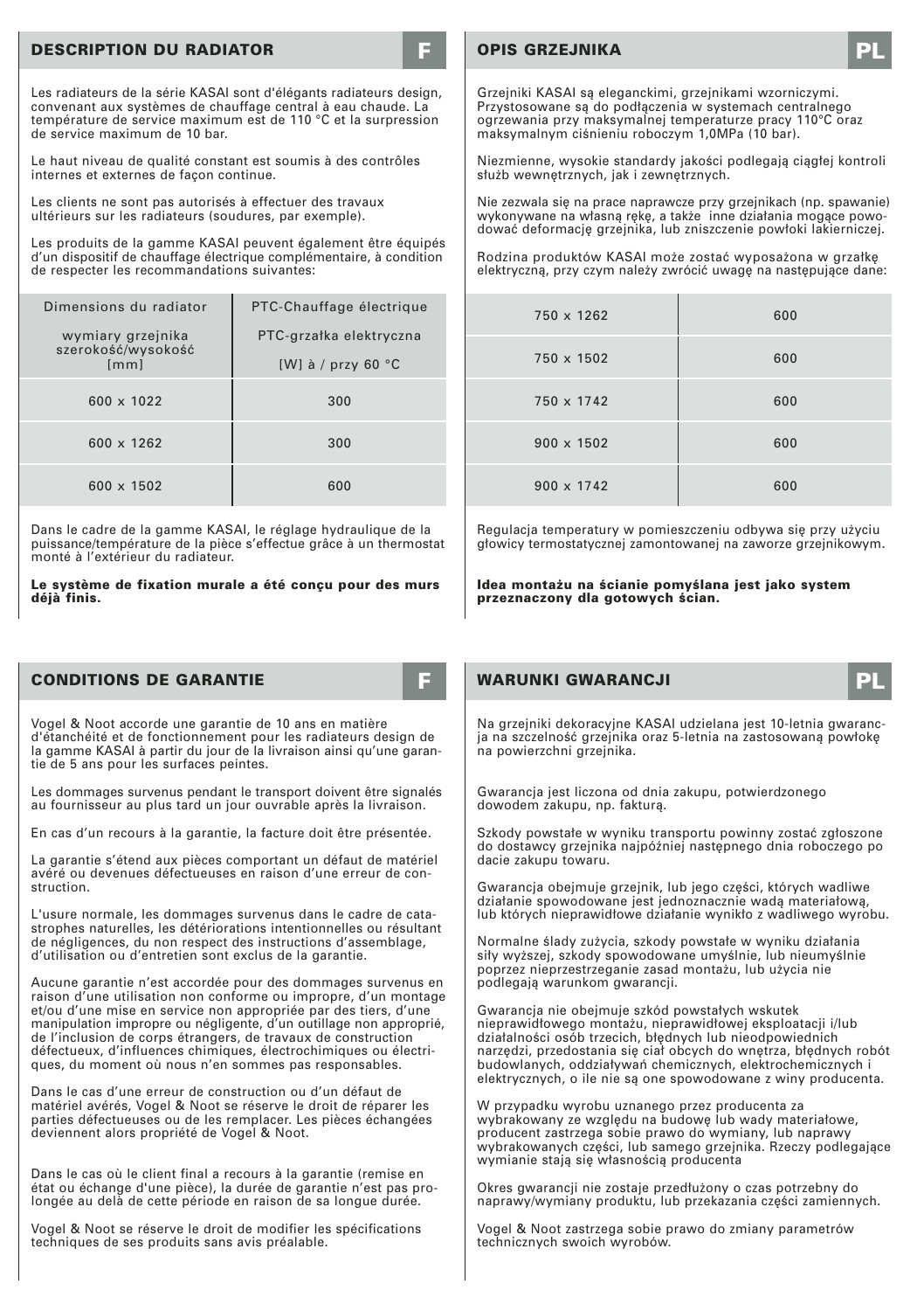## DESCRIPTION DU RADIATOR

F

Les radiateurs de la série KASAI sont d'élégants radiateurs design, convenant aux systèmes de chauffage central à eau chaude. La température de service maximum est de 110 °C et la surpression de service maximum de 10 bar.

Le haut niveau de qualité constant est soumis à des contrôles internes et externes de façon continue.

Les clients ne sont pas autorisés à effectuer des travaux ultérieurs sur les radiateurs (soudures, par exemple).

Les produits de la gamme KASAI peuvent également être équipés d'un dispositif de chauffage électrique complémentaire, à condition de respecter les recommandations suivantes:

| Dimensions du radiator / wymiary grzejnika szerokość/wysokość [mm] | PTC-Chauffage électrique / PTC-grzałka elektryczna [W] à / przy 60 °C |
|---|---|
| 600 x 1022 | 300 |
| 600 x 1262 | 300 |
| 600 x 1502 | 600 |
| 750 x 1262 | 600 |
| 750 x 1502 | 600 |
| 750 x 1742 | 600 |
| 900 x 1502 | 600 |
| 900 x 1742 | 600 |

Dans le cadre de la gamme KASAI, le réglage hydraulique de la puissance/température de la pièce s'effectue grâce à un thermostat monté à l'extérieur du radiateur.

**Le système de fixation murale a été conçu pour des murs déjà finis.**

## OPIS GRZEJNIKA

PL

Grzejniki KASAI są eleganckimi, grzejnikami wzorniczymi. Przystosowane są do podłączenia w systemach centralnego ogrzewania przy maksymalnej temperaturze pracy 110°C oraz maksymalnym ciśnieniu roboczym 1,0MPa (10 bar).

Niezmienne, wysokie standardy jakości podlegają ciągłej kontroli służb wewnętrznych, jak i zewnętrznych.

Nie zezwala się na prace naprawcze przy grzejnikach (np. spawanie) wykonywane na własną rękę, a także inne działania mogące powodować deformację grzejnika, lub zniszczenie powłoki lakierniczej.

Rodzina produktów KASAI może zostać wyposażona w grzałkę elektryczną, przy czym należy zwrócić uwagę na następujące dane:

Regulacja temperatury w pomieszczeniu odbywa się przy użyciu głowicy termostatycznej zamontowanej na zaworze grzejnikowym.

**Idea montażu na ścianie pomyślana jest jako system przeznaczony dla gotowych ścian.**

## CONDITIONS DE GARANTIE

F

Vogel & Noot accorde une garantie de 10 ans en matière d'étanchéité et de fonctionnement pour les radiateurs design de la gamme KASAI à partir du jour de la livraison ainsi qu'une garantie de 5 ans pour les surfaces peintes.

Les dommages survenus pendant le transport doivent être signalés au fournisseur au plus tard un jour ouvrable après la livraison.

En cas d'un recours à la garantie, la facture doit être présentée.

La garantie s'étend aux pièces comportant un défaut de matériel avéré ou devenues défectueuses en raison d'une erreur de construction.

L'usure normale, les dommages survenus dans le cadre de catastrophes naturelles, les détériorations intentionnelles ou résultant de négligences, du non respect des instructions d'assemblage, d'utilisation ou d'entretien sont exclus de la garantie.

Aucune garantie n'est accordée pour des dommages survenus en raison d'une utilisation non conforme ou impropre, d'un montage et/ou d'une mise en service non appropriée par des tiers, d'une manipulation impropre ou négligente, d'un outillage non approprié, de l'inclusion de corps étrangers, de travaux de construction défectueux, d'influences chimiques, électrochimiques ou électriques, du moment où nous n'en sommes pas responsables.

Dans le cas d'une erreur de construction ou d'un défaut de matériel avérés, Vogel & Noot se réserve le droit de réparer les parties défectueuses ou de les remplacer. Les pièces échangées deviennent alors propriété de Vogel & Noot.

Dans le cas où le client final a recours à la garantie (remise en état ou échange d'une pièce), la durée de garantie n'est pas prolongée au delà de cette période en raison de sa longue durée.

Vogel & Noot se réserve le droit de modifier les spécifications techniques de ses produits sans avis préalable.

## WARUNKI GWARANCJI

PL

Na grzejniki dekoracyjne KASAI udzielana jest 10-letnia gwarancja na szczelność grzejnika oraz 5-letnia na zastosowaną powłokę na powierzchni grzejnika.

Gwarancja jest liczona od dnia zakupu, potwierdzonego dowodem zakupu, np. fakturą.

Szkody powstałe w wyniku transportu powinny zostać zgłoszone do dostawcy grzejnika najpóźniej następnego dnia roboczego po dacie zakupu towaru.

Gwarancja obejmuje grzejnik, lub jego części, których wadliwe działanie spowodowane jest jednoznacznie wadą materiałową, lub których nieprawidłowe działanie wynikło z wadliwego wyrobu.

Normalne ślady zużycia, szkody powstałe w wyniku działania siły wyższej, szkody spowodowane umyślnie, lub nieumyślnie poprzez nieprzestrzeganie zasad montażu, lub użycia nie podlegają warunkom gwarancji.

Gwarancja nie obejmuje szkód powstałych wskutek nieprawidłowego montażu, nieprawidłowej eksploatacji i/lub działalności osób trzecich, błędnych lub nieodpowiednich narzędzi, przedostania się ciał obcych do wnętrza, błędnych robót budowlanych, oddziaływań chemicznych, elektrochemicznych i elektrycznych, o ile nie są one spowodowane z winy producenta.

W przypadku wyrobu uznanego przez producenta za wybrakowany ze względu na budowę lub wady materiałowe, producent zastrzega sobie prawo do wymiany, lub naprawy wybrakowanych części, lub samego grzejnika. Rzeczy podlegające wymianie stają się własnością producenta

Okres gwarancji nie zostaje przedłużony o czas potrzebny do naprawy/wymiany produktu, lub przekazania części zamiennych.

Vogel & Noot zastrzega sobie prawo do zmiany parametrów technicznych swoich wyrobów.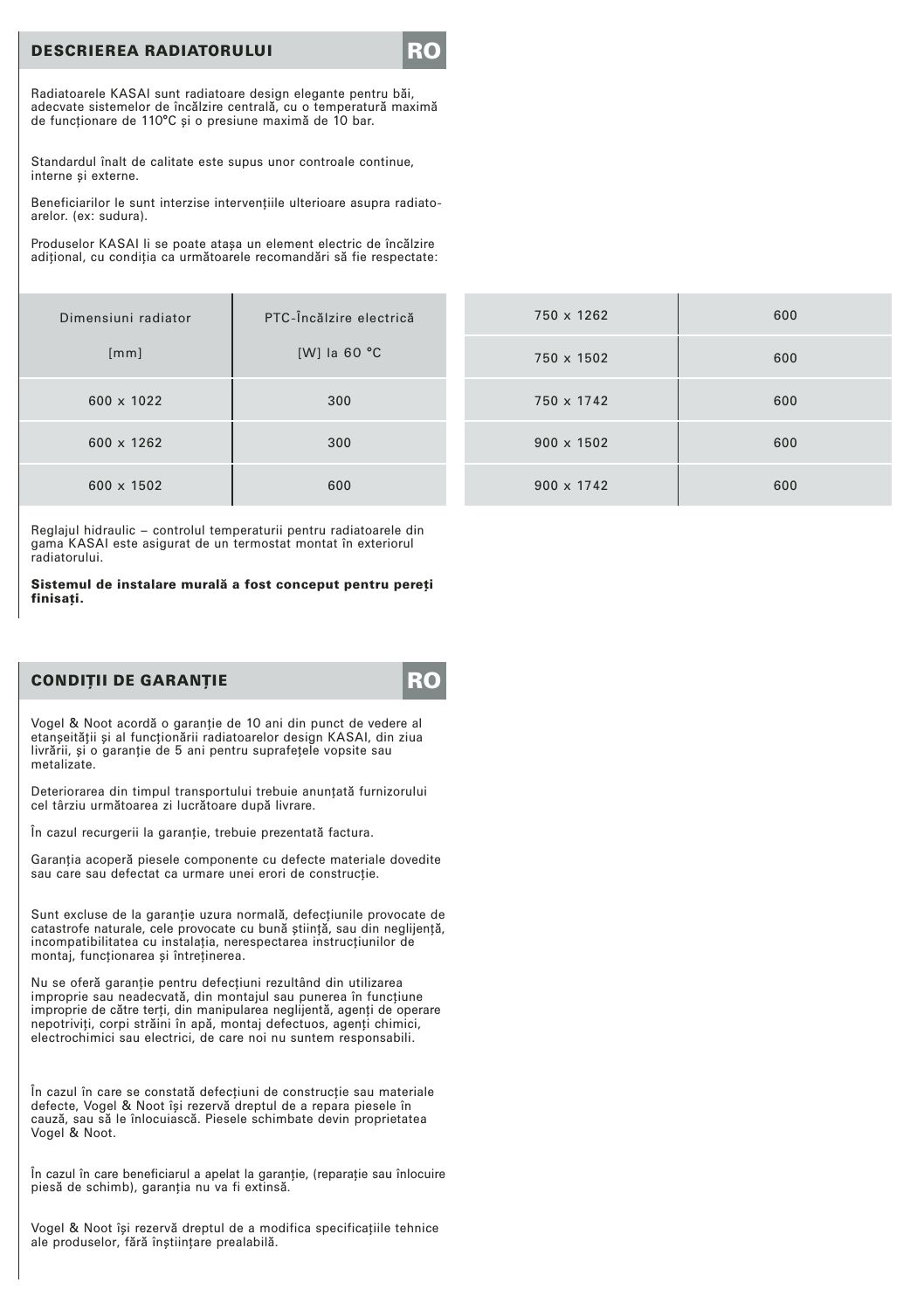## DESCRIEREA RADIATORULUI RO

Radiatoarele KASAI sunt radiatoare design elegante pentru băi, adecvate sistemelor de încălzire centrală, cu o temperatură maximă de funcționare de 110°C și o presiune maximă de 10 bar.

Standardul înalt de calitate este supus unor controale continue, interne și externe.

Beneficiarilor le sunt interzise intervențiile ulterioare asupra radiatoarelor. (ex: sudura).

Produselor KASAI li se poate atașa un element electric de încălzire adițional, cu condiția ca următoarele recomandări să fie respectate:

| Dimensiuni radiator [mm] | PTC-Încălzire electrică [W] la 60 °C |
|---|---|
| 600 x 1022 | 300 |
| 600 x 1262 | 300 |
| 600 x 1502 | 600 |
| 750 x 1262 | 600 |
| 750 x 1502 | 600 |
| 750 x 1742 | 600 |
| 900 x 1502 | 600 |
| 900 x 1742 | 600 |

Reglajul hidraulic – controlul temperaturii pentru radiatoarele din gama KASAI este asigurat de un termostat montat în exteriorul radiatorului.

**Sistemul de instalare murală a fost conceput pentru pereți finisați.**

## CONDIȚII DE GARANȚIE RO

Vogel & Noot acordă o garanție de 10 ani din punct de vedere al etanșeității și al funcționării radiatoarelor design KASAI, din ziua livrării, și o garanție de 5 ani pentru suprafețele vopsite sau metalizate.

Deteriorarea din timpul transportului trebuie anunțată furnizorului cel târziu următoarea zi lucrătoare după livrare.

În cazul recurgerii la garanție, trebuie prezentată factura.

Garanția acoperă piesele componente cu defecte materiale dovedite sau care sau defectat ca urmare unei erori de construcție.

Sunt excluse de la garanție uzura normală, defecțiunile provocate de catastrofe naturale, cele provocate cu bună știință, sau din neglijență, incompatibilitatea cu instalația, nerespectarea instrucțiunilor de montaj, funcționarea și întreținerea.

Nu se oferă garanție pentru defecțiuni rezultând din utilizarea improprie sau neadecvată, din montajul sau punerea în funcțiune improprie de către terți, din manipularea neglijentă, agenți de operare nepotriviți, corpi străini în apă, montaj defectuos, agenți chimici, electrochimici sau electrici, de care noi nu suntem responsabili.

În cazul în care se constată defecțiuni de construcție sau materiale defecte, Vogel & Noot își rezervă dreptul de a repara piesele în cauză, sau să le înlocuiască. Piesele schimbate devin proprietatea Vogel & Noot.

În cazul în care beneficiarul a apelat la garanție, (reparație sau înlocuire piesă de schimb), garanția nu va fi extinsă.

Vogel & Noot își rezervă dreptul de a modifica specificațiile tehnice ale produselor, fără înștiințare prealabilă.